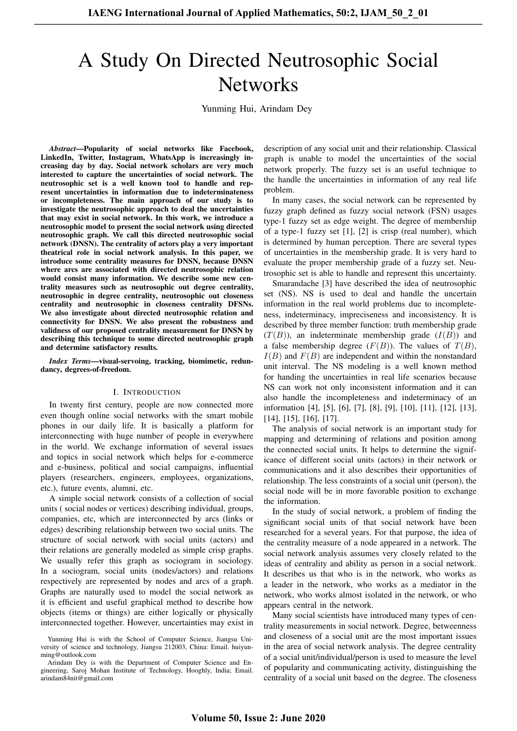# A Study On Directed Neutrosophic Social Networks

Yunming Hui, Arindam Dey

***Abstract*—Popularity of social networks like Facebook, LinkedIn, Twitter, Instagram, WhatsApp is increasingly increasing day by day. Social network scholars are very much interested to capture the uncertainties of social network. The neutrosophic set is a well known tool to handle and represent uncertainties in information due to indeterminateness or incompleteness. The main approach of our study is to investigate the neutrosophic approach to deal the uncertainties that may exist in social network. In this work, we introduce a neutrosophic model to present the social network using directed neutrosophic graph. We call this directed neutrosophic social network (DNSN). The centrality of actors play a very important theatrical role in social network analysis. In this paper, we introduce some centrality measures for DNSN, because DNSN where arcs are associated with directed neutrosophic relation would consist many information. We describe some new centrality measures such as neutrosophic out degree centrality, neutrosophic in degree centrality, neutrosophic out closeness centrality and neutrosophic in closeness centrality DFSNs. We also investigate about directed neutrosophic relation and connectivity for DNSN. We also present the robustness and validness of our proposed centrality measurement for DNSN by describing this technique to some directed neutrosophic graph and determine satisfactory results.**

***Index Terms*—visual-servoing, tracking, biomimetic, redundancy, degrees-of-freedom.**

## I. Introduction

In twenty first century, people are now connected more even though online social networks with the smart mobile phones in our daily life. It is basically a platform for interconnecting with huge number of people in everywhere in the world. We exchange information of several issues and topics in social network which helps for e-commerce and e-business, political and social campaigns, influential players (researchers, engineers, employees, organizations, etc.), future events, alumni, etc.

A simple social network consists of a collection of social units ( social nodes or vertices) describing individual, groups, companies, etc, which are interconnected by arcs (links or edges) describing relationship between two social units. The structure of social network with social units (actors) and their relations are generally modeled as simple crisp graphs. We usually refer this graph as sociogram in sociology. In a sociogram, social units (nodes/actors) and relations respectively are represented by nodes and arcs of a graph. Graphs are naturally used to model the social network as it is efficient and useful graphical method to describe how objects (items or things) are either logically or physically interconnected together. However, uncertainties may exist in description of any social unit and their relationship. Classical graph is unable to model the uncertainties of the social network properly. The fuzzy set is an useful technique to the handle the uncertainties in information of any real life problem.

In many cases, the social network can be represented by fuzzy graph defined as fuzzy social network (FSN) usages type-1 fuzzy set as edge weight. The degree of membership of a type-1 fuzzy set [1], [2] is crisp (real number), which is determined by human perception. There are several types of uncertainties in the membership grade. It is very hard to evaluate the proper membership grade of a fuzzy set. Neutrosophic set is able to handle and represent this uncertainty.

Smarandache [3] have described the idea of neutrosophic set (NS). NS is used to deal and handle the uncertain information in the real world problems due to incompleteness, indeterminacy, impreciseness and inconsistency. It is described by three member function: truth membership grade ($T(B)$), an indeterminate membership grade ($I(B)$) and a false membership degree ($F(B)$). The values of $T(B)$, $I(B)$ and $F(B)$ are independent and within the nonstandard unit interval. The NS modeling is a well known method for handing the uncertainties in real life scenarios because NS can work not only inconsistent information and it can also handle the incompleteness and indeterminacy of an information [4], [5], [6], [7], [8], [9], [10], [11], [12], [13], [14], [15], [16], [17].

The analysis of social network is an important study for mapping and determining of relations and position among the connected social units. It helps to determine the significance of different social units (actors) in their network or communications and it also describes their opportunities of relationship. The less constraints of a social unit (person), the social node will be in more favorable position to exchange the information.

In the study of social network, a problem of finding the significant social units of that social network have been researched for a several years. For that purpose, the idea of the centrality measure of a node appeared in a network. The social network analysis assumes very closely related to the ideas of centrality and ability as person in a social network. It describes us that who is in the network, who works as a leader in the network, who works as a mediator in the network, who works almost isolated in the network, or who appears central in the network.

Many social scientists have introduced many types of centrality measurements in social network. Degree, betweenness and closeness of a social unit are the most important issues in the area of social network analysis. The degree centrality of a social unit/individual/person is used to measure the level of popularity and communicating activity, distinguishing the centrality of a social unit based on the degree. The closeness

Yunming Hui is with the School of Computer Science, Jiangsu University of science and technology, Jiangsu 212003, China: Email. huiyunming@outlook.com

Arindam Dey is with the Department of Computer Science and Engineering, Saroj Mohan Institute of Technology, Hooghly, India; Email. arindam84nit@gmail.com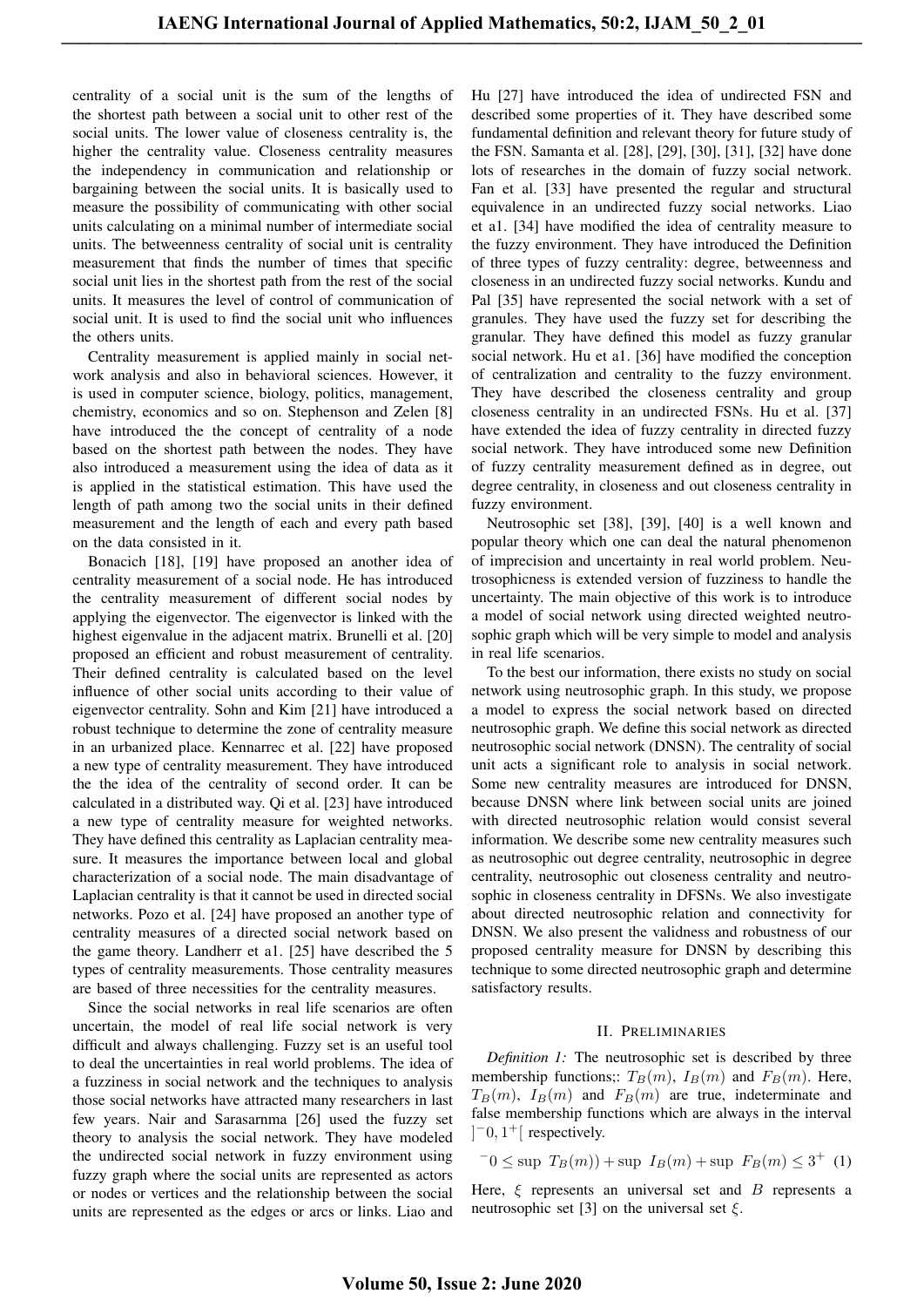centrality of a social unit is the sum of the lengths of the shortest path between a social unit to other rest of the social units. The lower value of closeness centrality is, the higher the centrality value. Closeness centrality measures the independency in communication and relationship or bargaining between the social units. It is basically used to measure the possibility of communicating with other social units calculating on a minimal number of intermediate social units. The betweenness centrality of social unit is centrality measurement that finds the number of times that specific social unit lies in the shortest path from the rest of the social units. It measures the level of control of communication of social unit. It is used to find the social unit who influences the others units.

Centrality measurement is applied mainly in social network analysis and also in behavioral sciences. However, it is used in computer science, biology, politics, management, chemistry, economics and so on. Stephenson and Zelen [8] have introduced the the concept of centrality of a node based on the shortest path between the nodes. They have also introduced a measurement using the idea of data as it is applied in the statistical estimation. This have used the length of path among two the social units in their defined measurement and the length of each and every path based on the data consisted in it.

Bonacich [18], [19] have proposed an another idea of centrality measurement of a social node. He has introduced the centrality measurement of different social nodes by applying the eigenvector. The eigenvector is linked with the highest eigenvalue in the adjacent matrix. Brunelli et al. [20] proposed an efficient and robust measurement of centrality. Their defined centrality is calculated based on the level influence of other social units according to their value of eigenvector centrality. Sohn and Kim [21] have introduced a robust technique to determine the zone of centrality measure in an urbanized place. Kennarrec et al. [22] have proposed a new type of centrality measurement. They have introduced the the idea of the centrality of second order. It can be calculated in a distributed way. Qi et al. [23] have introduced a new type of centrality measure for weighted networks. They have defined this centrality as Laplacian centrality measure. It measures the importance between local and global characterization of a social node. The main disadvantage of Laplacian centrality is that it cannot be used in directed social networks. Pozo et al. [24] have proposed an another type of centrality measures of a directed social network based on the game theory. Landherr et a1. [25] have described the 5 types of centrality measurements. Those centrality measures are based of three necessities for the centrality measures.

Since the social networks in real life scenarios are often uncertain, the model of real life social network is very difficult and always challenging. Fuzzy set is an useful tool to deal the uncertainties in real world problems. The idea of a fuzziness in social network and the techniques to analysis those social networks have attracted many researchers in last few years. Nair and Sarasarnma [26] used the fuzzy set theory to analysis the social network. They have modeled the undirected social network in fuzzy environment using fuzzy graph where the social units are represented as actors or nodes or vertices and the relationship between the social units are represented as the edges or arcs or links. Liao and Hu [27] have introduced the idea of undirected FSN and described some properties of it. They have described some fundamental definition and relevant theory for future study of the FSN. Samanta et al. [28], [29], [30], [31], [32] have done lots of researches in the domain of fuzzy social network. Fan et al. [33] have presented the regular and structural equivalence in an undirected fuzzy social networks. Liao et a1. [34] have modified the idea of centrality measure to the fuzzy environment. They have introduced the Definition of three types of fuzzy centrality: degree, betweenness and closeness in an undirected fuzzy social networks. Kundu and Pal [35] have represented the social network with a set of granules. They have used the fuzzy set for describing the granular. They have defined this model as fuzzy granular social network. Hu et a1. [36] have modified the conception of centralization and centrality to the fuzzy environment. They have described the closeness centrality and group closeness centrality in an undirected FSNs. Hu et al. [37] have extended the idea of fuzzy centrality in directed fuzzy social network. They have introduced some new Definition of fuzzy centrality measurement defined as in degree, out degree centrality, in closeness and out closeness centrality in fuzzy environment.

Neutrosophic set [38], [39], [40] is a well known and popular theory which one can deal the natural phenomenon of imprecision and uncertainty in real world problem. Neutrosophicness is extended version of fuzziness to handle the uncertainty. The main objective of this work is to introduce a model of social network using directed weighted neutrosophic graph which will be very simple to model and analysis in real life scenarios.

To the best our information, there exists no study on social network using neutrosophic graph. In this study, we propose a model to express the social network based on directed neutrosophic graph. We define this social network as directed neutrosophic social network (DNSN). The centrality of social unit acts a significant role to analysis in social network. Some new centrality measures are introduced for DNSN, because DNSN where link between social units are joined with directed neutrosophic relation would consist several information. We describe some new centrality measures such as neutrosophic out degree centrality, neutrosophic in degree centrality, neutrosophic out closeness centrality and neutrosophic in closeness centrality in DFSNs. We also investigate about directed neutrosophic relation and connectivity for DNSN. We also present the validness and robustness of our proposed centrality measure for DNSN by describing this technique to some directed neutrosophic graph and determine satisfactory results.

## II. Preliminaries

*Definition 1:* The neutrosophic set is described by three membership functions;: $T_B(m)$, $I_B(m)$ and $F_B(m)$. Here, $T_B(m)$, $I_B(m)$ and $F_B(m)$ are true, indeterminate and false membership functions which are always in the interval $]^{-}0, 1^{+}[$ respectively.

$$^{-}0 \leq \sup\ T_B(m)) + \sup\ I_B(m) + \sup\ F_B(m) \leq 3^{+} \quad (1)$$

Here, $\xi$ represents an universal set and $B$ represents a neutrosophic set [3] on the universal set $\xi$.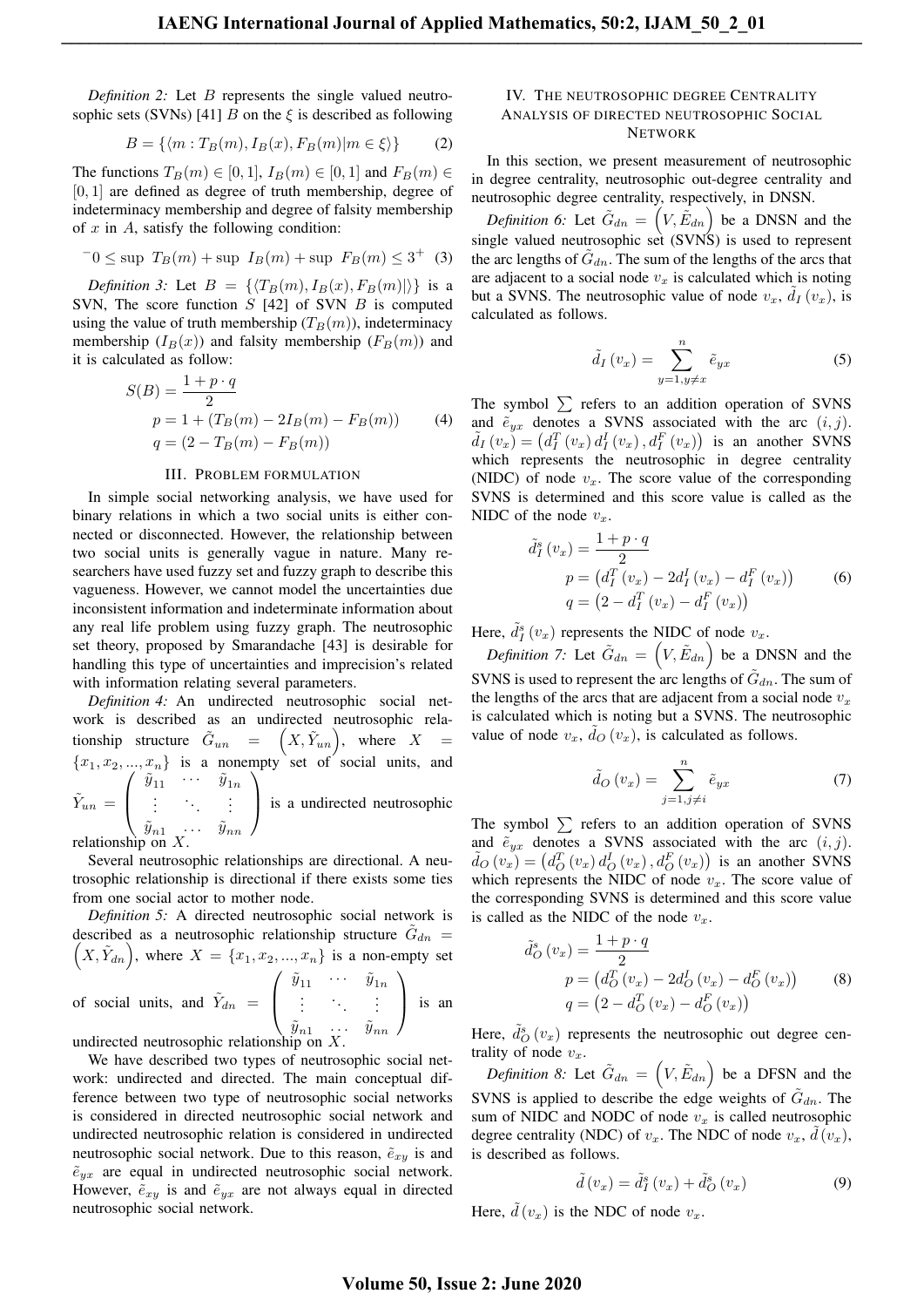*Definition 2:* Let $B$ represents the single valued neutrosophic sets (SVNs) [41] $B$ on the $\xi$ is described as following

$$B = \{\langle m : T_B(m), I_B(x), F_B(m) | m \in \xi \rangle\} \tag{2}$$

The functions $T_B(m) \in [0,1]$, $I_B(m) \in [0,1]$ and $F_B(m) \in [0,1]$ are defined as degree of truth membership, degree of indeterminacy membership and degree of falsity membership of $x$ in $A$, satisfy the following condition:

$$^{-}0 \leq \sup\ T_B(m) + \sup\ I_B(m) + \sup\ F_B(m) \leq 3^{+} \tag{3}$$

*Definition 3:* Let $B = \{\langle T_B(m), I_B(x), F_B(m) | \rangle\}$ is a SVN, The score function $S$ [42] of SVN $B$ is computed using the value of truth membership ($T_B(m)$), indeterminacy membership ($I_B(x)$) and falsity membership ($F_B(m)$) and it is calculated as follow:

$$\begin{aligned} S(B) &= \frac{1 + p \cdot q}{2} \\ p &= 1 + (T_B(m) - 2I_B(m) - F_B(m)) \\ q &= (2 - T_B(m) - F_B(m)) \end{aligned} \tag{4}$$

## III. Problem Formulation

In simple social networking analysis, we have used for binary relations in which a two social units is either connected or disconnected. However, the relationship between two social units is generally vague in nature. Many researchers have used fuzzy set and fuzzy graph to describe this vagueness. However, we cannot model the uncertainties due inconsistent information and indeterminate information about any real life problem using fuzzy graph. The neutrosophic set theory, proposed by Smarandache [43] is desirable for handling this type of uncertainties and imprecision's related with information relating several parameters.

*Definition 4:* An undirected neutrosophic social network is described as an undirected neutrosophic relationship structure $\tilde{G}_{un} = \left(X, \tilde{Y}_{un}\right)$, where $X = \{x_1, x_2, ..., x_n\}$ is a nonempty set of social units, and $\tilde{Y}_{un} = \begin{pmatrix} \tilde{y}_{11} & \cdots & \tilde{y}_{1n} \\ \vdots & \ddots & \vdots \\ \tilde{y}_{n1} & \cdots & \tilde{y}_{nn} \end{pmatrix}$ is a undirected neutrosophic relationship on $X$.

Several neutrosophic relationships are directional. A neutrosophic relationship is directional if there exists some ties from one social actor to mother node.

*Definition 5:* A directed neutrosophic social network is described as a neutrosophic relationship structure $\tilde{G}_{dn} = \left(X, \tilde{Y}_{dn}\right)$, where $X = \{x_1, x_2, ..., x_n\}$ is a non-empty set of social units, and $\tilde{Y}_{dn} = \begin{pmatrix} \tilde{y}_{11} & \cdots & \tilde{y}_{1n} \\ \vdots & \ddots & \vdots \\ \tilde{y}_{n1} & \cdots & \tilde{y}_{nn} \end{pmatrix}$ is an undirected neutrosophic relationship on $X$.

We have described two types of neutrosophic social network: undirected and directed. The main conceptual difference between two type of neutrosophic social networks is considered in directed neutrosophic social network and undirected neutrosophic relation is considered in undirected neutrosophic social network. Due to this reason, $\tilde{e}_{xy}$ is and $\tilde{e}_{yx}$ are equal in undirected neutrosophic social network. However, $\tilde{e}_{xy}$ is and $\tilde{e}_{yx}$ are not always equal in directed neutrosophic social network.

## IV. The neutrosophic degree Centrality Analysis of directed neutrosophic Social Network

In this section, we present measurement of neutrosophic in degree centrality, neutrosophic out-degree centrality and neutrosophic degree centrality, respectively, in DNSN.

*Definition 6:* Let $\tilde{G}_{dn} = \left(V, \tilde{E}_{dn}\right)$ be a DNSN and the single valued neutrosophic set (SVNS) is used to represent the arc lengths of $\tilde{G}_{dn}$. The sum of the lengths of the arcs that are adjacent to a social node $v_x$ is calculated which is noting but a SVNS. The neutrosophic value of node $v_x$, $\tilde{d}_I(v_x)$, is calculated as follows.

$$\tilde{d}_I(v_x) = \sum_{y=1, y \neq x}^{n} \tilde{e}_{yx} \tag{5}$$

The symbol $\sum$ refers to an addition operation of SVNS and $\tilde{e}_{yx}$ denotes a SVNS associated with the arc $(i,j)$. $\tilde{d}_I(v_x) = \left(d_I^T(v_x)\, d_I^I(v_x), d_I^F(v_x)\right)$ is an another SVNS which represents the neutrosophic in degree centrality (NIDC) of node $v_x$. The score value of the corresponding SVNS is determined and this score value is called as the NIDC of the node $v_x$.

$$\begin{aligned} \tilde{d}_I^s(v_x) &= \frac{1 + p \cdot q}{2} \\ p &= \left(d_I^T(v_x) - 2d_I^I(v_x) - d_I^F(v_x)\right) \\ q &= \left(2 - d_I^T(v_x) - d_I^F(v_x)\right) \end{aligned} \tag{6}$$

Here, $\tilde{d}_I^s(v_x)$ represents the NIDC of node $v_x$.

*Definition 7:* Let $\tilde{G}_{dn} = \left(V, \tilde{E}_{dn}\right)$ be a DNSN and the SVNS is used to represent the arc lengths of $\tilde{G}_{dn}$. The sum of the lengths of the arcs that are adjacent from a social node $v_x$ is calculated which is noting but a SVNS. The neutrosophic value of node $v_x$, $\tilde{d}_O(v_x)$, is calculated as follows.

$$\tilde{d}_O(v_x) = \sum_{j=1, j \neq i}^{n} \tilde{e}_{yx} \tag{7}$$

The symbol $\sum$ refers to an addition operation of SVNS and $\tilde{e}_{yx}$ denotes a SVNS associated with the arc $(i,j)$. $\tilde{d}_O(v_x) = \left(d_O^T(v_x)\, d_O^I(v_x), d_O^F(v_x)\right)$ is an another SVNS which represents the NIDC of node $v_x$. The score value of the corresponding SVNS is determined and this score value is called as the NIDC of the node $v_x$.

$$\begin{aligned} \tilde{d}_O^s(v_x) &= \frac{1 + p \cdot q}{2} \\ p &= \left(d_O^T(v_x) - 2d_O^I(v_x) - d_O^F(v_x)\right) \\ q &= \left(2 - d_O^T(v_x) - d_O^F(v_x)\right) \end{aligned} \tag{8}$$

Here, $\tilde{d}_O^s(v_x)$ represents the neutrosophic out degree centrality of node $v_x$.

*Definition 8:* Let $\tilde{G}_{dn} = \left(V, \tilde{E}_{dn}\right)$ be a DFSN and the SVNS is applied to describe the edge weights of $\tilde{G}_{dn}$. The sum of NIDC and NODC of node $v_x$ is called neutrosophic degree centrality (NDC) of $v_x$. The NDC of node $v_x$, $\tilde{d}(v_x)$, is described as follows.

$$\tilde{d}(v_x) = \tilde{d}_I^s(v_x) + \tilde{d}_O^s(v_x) \tag{9}$$

Here, $\tilde{d}(v_x)$ is the NDC of node $v_x$.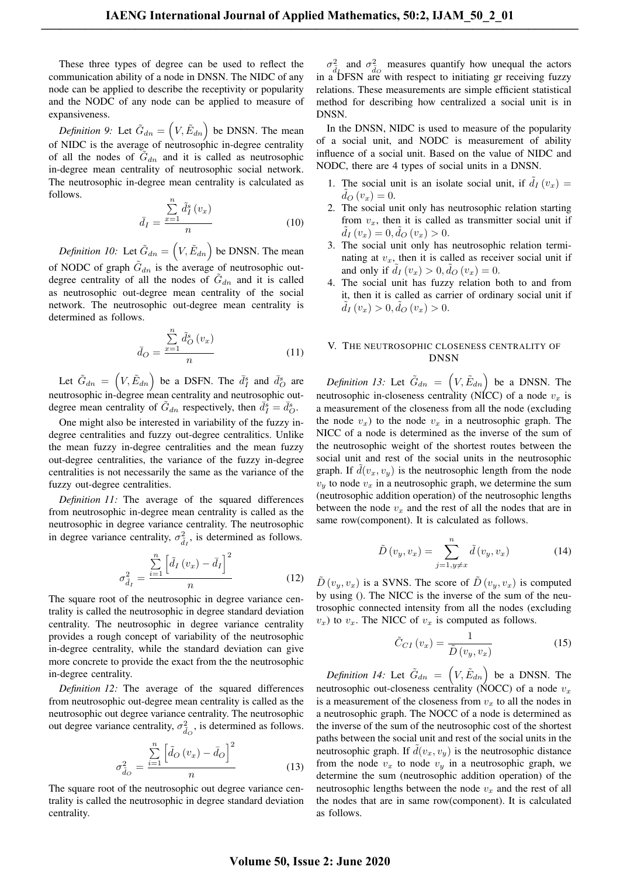These three types of degree can be used to reflect the communication ability of a node in DNSN. The NIDC of any node can be applied to describe the receptivity or popularity and the NODC of any node can be applied to measure of expansiveness.

*Definition 9:* Let $\tilde{G}_{dn} = \left(V, \tilde{E}_{dn}\right)$ be DNSN. The mean of NIDC is the average of neutrosophic in-degree centrality of all the nodes of $\tilde{G}_{dn}$ and it is called as neutrosophic in-degree mean centrality of neutrosophic social network. The neutrosophic in-degree mean centrality is calculated as follows.

$$\bar{d}_I = \frac{\sum_{x=1}^{n} \tilde{d}_I^s(v_x)}{n} \tag{10}$$

*Definition 10:* Let $\tilde{G}_{dn} = \left(V, \tilde{E}_{dn}\right)$ be DNSN. The mean of NODC of graph $\tilde{G}_{dn}$ is the average of neutrosophic out-degree centrality of all the nodes of $\tilde{G}_{dn}$ and it is called as neutrosophic out-degree mean centrality of the social network. The neutrosophic out-degree mean centrality is determined as follows.

$$\bar{d}_O = \frac{\sum_{x=1}^{n} \tilde{d}_O^s(v_x)}{n} \tag{11}$$

Let $\tilde{G}_{dn} = \left(V, \tilde{E}_{dn}\right)$ be a DSFN. The $\bar{d}_I^s$ and $\bar{d}_O^s$ are neutrosophic in-degree mean centrality and neutrosophic out-degree mean centrality of $\tilde{G}_{dn}$ respectively, then $\bar{d}_I^s = \bar{d}_O^s$.

One might also be interested in variability of the fuzzy in-degree centralities and fuzzy out-degree centralitics. Unlike the mean fuzzy in-degree centralities and the mean fuzzy out-degree centralities, the variance of the fuzzy in-degree centralities is not necessarily the same as the variance of the fuzzy out-degree centralities.

*Definition 11:* The average of the squared differences from neutrosophic in-degree mean centrality is called as the neutrosophic in degree variance centrality. The neutrosophic in degree variance centrality, $\sigma^2_{\tilde{d}_I}$, is determined as follows.

$$\sigma^2_{\tilde{d}_I} = \frac{\sum_{i=1}^{n} \left[\tilde{d}_I(v_x) - \bar{d}_I\right]^2}{n} \tag{12}$$

The square root of the neutrosophic in degree variance centrality is called the neutrosophic in degree standard deviation centrality. The neutrosophic in degree variance centrality provides a rough concept of variability of the neutrosophic in-degree centrality, while the standard deviation can give more concrete to provide the exact from the the neutrosophic in-degree centrality.

*Definition 12:* The average of the squared differences from neutrosophic out-degree mean centrality is called as the neutrosophic out degree variance centrality. The neutrosophic out degree variance centrality, $\sigma^2_{\tilde{d}_O}$, is determined as follows.

$$\sigma^2_{\tilde{d}_O} = \frac{\sum_{i=1}^{n} \left[\tilde{d}_O(v_x) - \bar{d}_O\right]^2}{n} \tag{13}$$

The square root of the neutrosophic out degree variance centrality is called the neutrosophic in degree standard deviation centrality.

$\sigma^2_{\tilde{d}_I}$ and $\sigma^2_{\tilde{d}_O}$ measures quantify how unequal the actors in a DFSN are with respect to initiating gr receiving fuzzy relations. These measurements are simple efficient statistical method for describing how centralized a social unit is in DNSN.

In the DNSN, NIDC is used to measure of the popularity of a social unit, and NODC is measurement of ability influence of a social unit. Based on the value of NIDC and NODC, there are 4 types of social units in a DNSN.

1. The social unit is an isolate social unit, if $\tilde{d}_I(v_x) = \tilde{d}_O(v_x) = 0$.
2. The social unit only has neutrosophic relation starting from $v_x$, then it is called as transmitter social unit if $\tilde{d}_I(v_x) = 0, \tilde{d}_O(v_x) > 0$.
3. The social unit only has neutrosophic relation terminating at $v_x$, then it is called as receiver social unit if and only if $\tilde{d}_I(v_x) > 0, \tilde{d}_O(v_x) = 0$.
4. The social unit has fuzzy relation both to and from it, then it is called as carrier of ordinary social unit if $\tilde{d}_I(v_x) > 0, \tilde{d}_O(v_x) > 0$.

## V. The neutrosophic closeness centrality of DNSN

*Definition 13:* Let $\tilde{G}_{dn} = \left(V, \tilde{E}_{dn}\right)$ be a DNSN. The neutrosophic in-closeness centrality (NICC) of a node $v_x$ is a measurement of the closeness from all the node (excluding the node $v_x$) to the node $v_x$ in a neutrosophic graph. The NICC of a node is determined as the inverse of the sum of the neutrosophic weight of the shortest routes between the social unit and rest of the social units in the neutrosophic graph. If $\tilde{d}(v_x, v_y)$ is the neutrosophic length from the node $v_y$ to node $v_x$ in a neutrosophic graph, we determine the sum (neutrosophic addition operation) of the neutrosophic lengths between the node $v_x$ and the rest of all the nodes that are in same row(component). It is calculated as follows.

$$\tilde{D}(v_y, v_x) = \sum_{j=1, y \neq x}^{n} \tilde{d}(v_y, v_x) \tag{14}$$

$\tilde{D}(v_y, v_x)$ is a SVNS. The score of $\tilde{D}(v_y, v_x)$ is computed by using (). The NICC is the inverse of the sum of the neutrosophic connected intensity from all the nodes (excluding $v_x$) to $v_x$. The NICC of $v_x$ is computed as follows.

$$\tilde{C}_{CI}(v_x) = \frac{1}{\tilde{D}(v_y, v_x)} \tag{15}$$

*Definition 14:* Let $\tilde{G}_{dn} = \left(V, \tilde{E}_{dn}\right)$ be a DNSN. The neutrosophic out-closeness centrality (NOCC) of a node $v_x$ is a measurement of the closeness from $v_x$ to all the nodes in a neutrosophic graph. The NOCC of a node is determined as the inverse of the sum of the neutrosophic cost of the shortest paths between the social unit and rest of the social units in the neutrosophic graph. If $\tilde{d}(v_x, v_y)$ is the neutrosophic distance from the node $v_x$ to node $v_y$ in a neutrosophic graph, we determine the sum (neutrosophic addition operation) of the neutrosophic lengths between the node $v_x$ and the rest of all the nodes that are in same row(component). It is calculated as follows.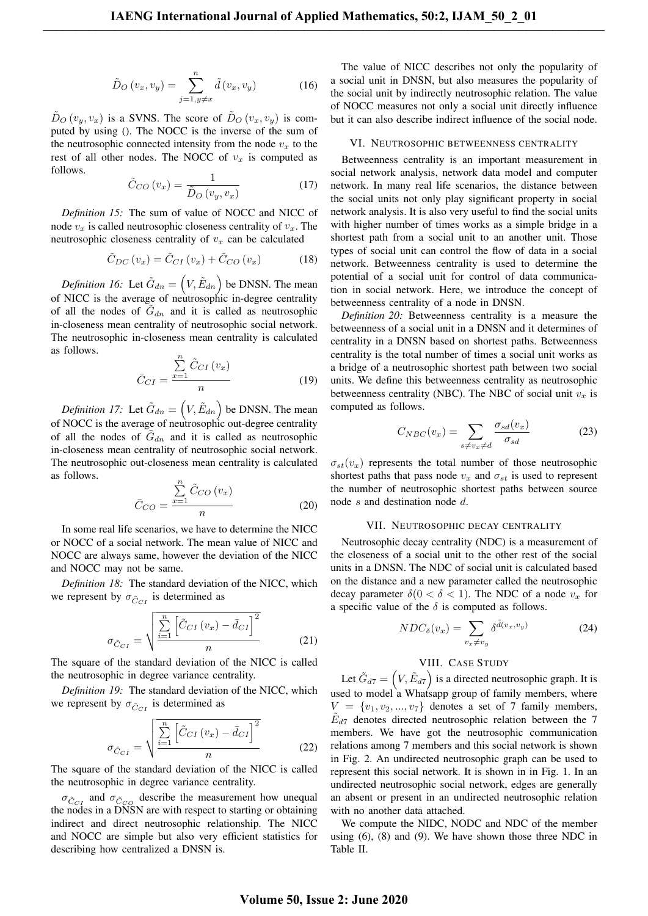$$\tilde{D}_O(v_x, v_y) = \sum_{j=1, y \neq x}^{n} \tilde{d}(v_x, v_y) \tag{16}$$

$\tilde{D}_O(v_y, v_x)$ is a SVNS. The score of $\tilde{D}_O(v_x, v_y)$ is computed by using (). The NOCC is the inverse of the sum of the neutrosophic connected intensity from the node $v_x$ to the rest of all other nodes. The NOCC of $v_x$ is computed as follows.

$$\tilde{C}_{CO}(v_x) = \frac{1}{\tilde{D}_O(v_y, v_x)} \tag{17}$$

*Definition 15:* The sum of value of NOCC and NICC of node $v_x$ is called neutrosophic closeness centrality of $v_x$. The neutrosophic closeness centrality of $v_x$ can be calculated

$$\tilde{C}_{DC}(v_x) = \tilde{C}_{CI}(v_x) + \tilde{C}_{CO}(v_x) \tag{18}$$

*Definition 16:* Let $\tilde{G}_{dn} = \left(V, \tilde{E}_{dn}\right)$ be DNSN. The mean of NICC is the average of neutrosophic in-degree centrality of all the nodes of $\tilde{G}_{dn}$ and it is called as neutrosophic in-closeness mean centrality of neutrosophic social network. The neutrosophic in-closeness mean centrality is calculated as follows.

$$\bar{C}_{CI} = \frac{\sum_{x=1}^{n} \tilde{C}_{CI}(v_x)}{n} \tag{19}$$

*Definition 17:* Let $\tilde{G}_{dn} = \left(V, \tilde{E}_{dn}\right)$ be DNSN. The mean of NOCC is the average of neutrosophic out-degree centrality of all the nodes of $\tilde{G}_{dn}$ and it is called as neutrosophic in-closeness mean centrality of neutrosophic social network. The neutrosophic out-closeness mean centrality is calculated as follows.

$$\bar{C}_{CO} = \frac{\sum_{x=1}^{n} \tilde{C}_{CO}(v_x)}{n} \tag{20}$$

In some real life scenarios, we have to determine the NICC or NOCC of a social network. The mean value of NICC and NOCC are always same, however the deviation of the NICC and NOCC may not be same.

*Definition 18:* The standard deviation of the NICC, which we represent by $\sigma_{\tilde{C}_{CI}}$ is determined as

$$\sigma_{\tilde{C}_{CI}} = \sqrt{\frac{\sum_{i=1}^{n} \left[\tilde{C}_{CI}(v_x) - \bar{d}_{CI}\right]^2}{n}} \tag{21}$$

The square of the standard deviation of the NICC is called the neutrosophic in degree variance centrality.

*Definition 19:* The standard deviation of the NICC, which we represent by $\sigma_{\tilde{C}_{CI}}$ is determined as

$$\sigma_{\tilde{C}_{CI}} = \sqrt{\frac{\sum_{i=1}^{n} \left[\tilde{C}_{CI}(v_x) - \bar{d}_{CI}\right]^2}{n}} \tag{22}$$

The square of the standard deviation of the NICC is called the neutrosophic in degree variance centrality.

$\sigma_{\tilde{C}_{CI}}$ and $\sigma_{\tilde{C}_{CO}}$ describe the measurement how unequal the nodes in a DNSN are with respect to starting or obtaining indirect and direct neutrosophic relationship. The NICC and NOCC are simple but also very efficient statistics for describing how centralized a DNSN is.

The value of NICC describes not only the popularity of a social unit in DNSN, but also measures the popularity of the social unit by indirectly neutrosophic relation. The value of NOCC measures not only a social unit directly influence but it can also describe indirect influence of the social node.

## VI. Neutrosophic betweenness centrality

Betweenness centrality is an important measurement in social network analysis, network data model and computer network. In many real life scenarios, the distance between the social units not only play significant property in social network analysis. It is also very useful to find the social units with higher number of times works as a simple bridge in a shortest path from a social unit to an another unit. Those types of social unit can control the flow of data in a social network. Betweenness centrality is used to determine the potential of a social unit for control of data communication in social network. Here, we introduce the concept of betweenness centrality of a node in DNSN.

*Definition 20:* Betweenness centrality is a measure the betweenness of a social unit in a DNSN and it determines of centrality in a DNSN based on shortest paths. Betweenness centrality is the total number of times a social unit works as a bridge of a neutrosophic shortest path between two social units. We define this betweenness centrality as neutrosophic betweenness centrality (NBC). The NBC of social unit $v_x$ is computed as follows.

$$C_{NBC}(v_x) = \sum_{s \neq v_x \neq d} \frac{\sigma_{sd}(v_x)}{\sigma_{sd}} \tag{23}$$

$\sigma_{st}(v_x)$ represents the total number of those neutrosophic shortest paths that pass node $v_x$ and $\sigma_{st}$ is used to represent the number of neutrosophic shortest paths between source node $s$ and destination node $d$.

## VII. Neutrosophic decay centrality

Neutrosophic decay centrality (NDC) is a measurement of the closeness of a social unit to the other rest of the social units in a DNSN. The NDC of social unit is calculated based on the distance and a new parameter called the neutrosophic decay parameter $\delta(0 < \delta < 1)$. The NDC of a node $v_x$ for a specific value of the $\delta$ is computed as follows.

$$NDC_{\delta}(v_x) = \sum_{v_x \neq v_y} \delta^{\tilde{d}(v_x, v_y)} \tag{24}$$

## VIII. Case Study

Let $\tilde{G}_{d7} = \left(V, \tilde{E}_{d7}\right)$ is a directed neutrosophic graph. It is used to model a Whatsapp group of family members, where $V = \{v_1, v_2, ..., v_7\}$ denotes a set of 7 family members, $\tilde{E}_{d7}$ denotes directed neutrosophic relation between the 7 members. We have got the neutrosophic communication relations among 7 members and this social network is shown in Fig. 2. An undirected neutrosophic graph can be used to represent this social network. It is shown in in Fig. 1. In an undirected neutrosophic social network, edges are generally an absent or present in an undirected neutrosophic relation with no another data attached.

We compute the NIDC, NODC and NDC of the member using (6), (8) and (9). We have shown those three NDC in Table II.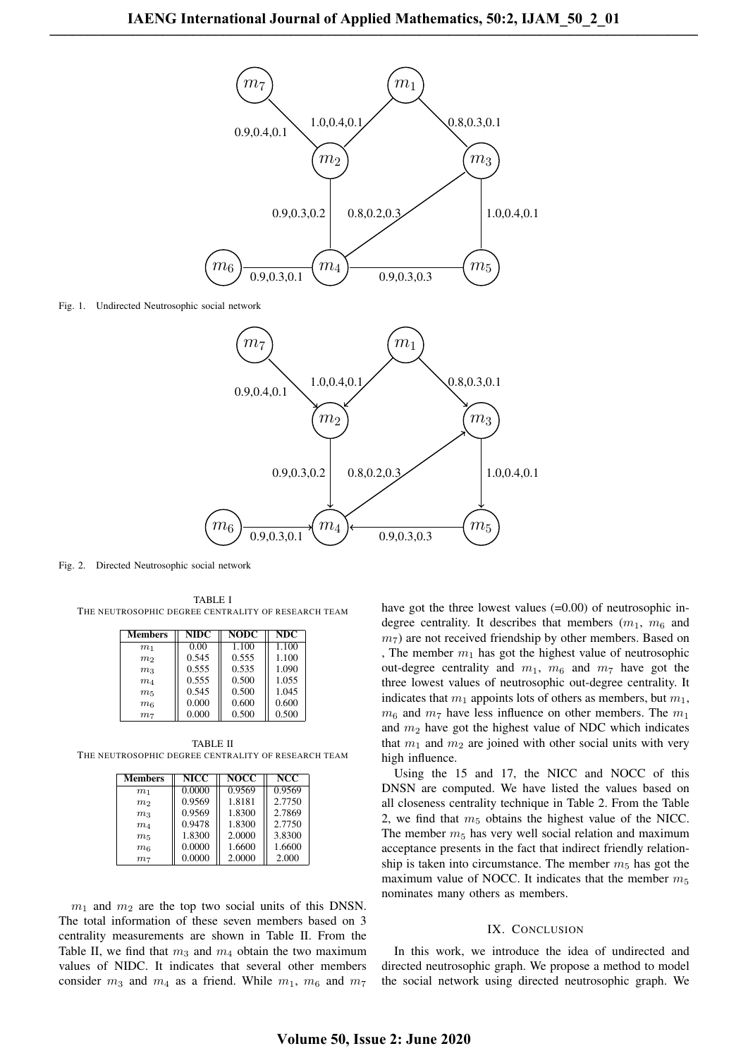Fig. 1. Undirected Neutrosophic social network

Fig. 2. Directed Neutrosophic social network

TABLE I
THE NEUTROSOPHIC DEGREE CENTRALITY OF RESEARCH TEAM

| Members | NIDC | NODC | NDC |
|---|---|---|---|
| $m_1$ | 0.00 | 1.100 | 1.100 |
| $m_2$ | 0.545 | 0.555 | 1.100 |
| $m_3$ | 0.555 | 0.535 | 1.090 |
| $m_4$ | 0.555 | 0.500 | 1.055 |
| $m_5$ | 0.545 | 0.500 | 1.045 |
| $m_6$ | 0.000 | 0.600 | 0.600 |
| $m_7$ | 0.000 | 0.500 | 0.500 |

TABLE II
THE NEUTROSOPHIC DEGREE CENTRALITY OF RESEARCH TEAM

| Members | NICC | NOCC | NCC |
|---|---|---|---|
| $m_1$ | 0.0000 | 0.9569 | 0.9569 |
| $m_2$ | 0.9569 | 1.8181 | 2.7750 |
| $m_3$ | 0.9569 | 1.8300 | 2.7869 |
| $m_4$ | 0.9478 | 1.8300 | 2.7750 |
| $m_5$ | 1.8300 | 2.0000 | 3.8300 |
| $m_6$ | 0.0000 | 1.6600 | 1.6600 |
| $m_7$ | 0.0000 | 2.0000 | 2.000 |

$m_1$ and $m_2$ are the top two social units of this DNSN. The total information of these seven members based on 3 centrality measurements are shown in Table II. From the Table II, we find that $m_3$ and $m_4$ obtain the two maximum values of NIDC. It indicates that several other members consider $m_3$ and $m_4$ as a friend. While $m_1$, $m_6$ and $m_7$ have got the three lowest values (=0.00) of neutrosophic in-degree centrality. It describes that members ($m_1$, $m_6$ and $m_7$) are not received friendship by other members. Based on , The member $m_1$ has got the highest value of neutrosophic out-degree centrality and $m_1$, $m_6$ and $m_7$ have got the three lowest values of neutrosophic out-degree centrality. It indicates that $m_1$ appoints lots of others as members, but $m_1$, $m_6$ and $m_7$ have less influence on other members. The $m_1$ and $m_2$ have got the highest value of NDC which indicates that $m_1$ and $m_2$ are joined with other social units with very high influence.

Using the 15 and 17, the NICC and NOCC of this DNSN are computed. We have listed the values based on all closeness centrality technique in Table 2. From the Table 2, we find that $m_5$ obtains the highest value of the NICC. The member $m_5$ has very well social relation and maximum acceptance presents in the fact that indirect friendly relationship is taken into circumstance. The member $m_5$ has got the maximum value of NOCC. It indicates that the member $m_5$ nominates many others as members.

## IX. CONCLUSION

In this work, we introduce the idea of undirected and directed neutrosophic graph. We propose a method to model the social network using directed neutrosophic graph. We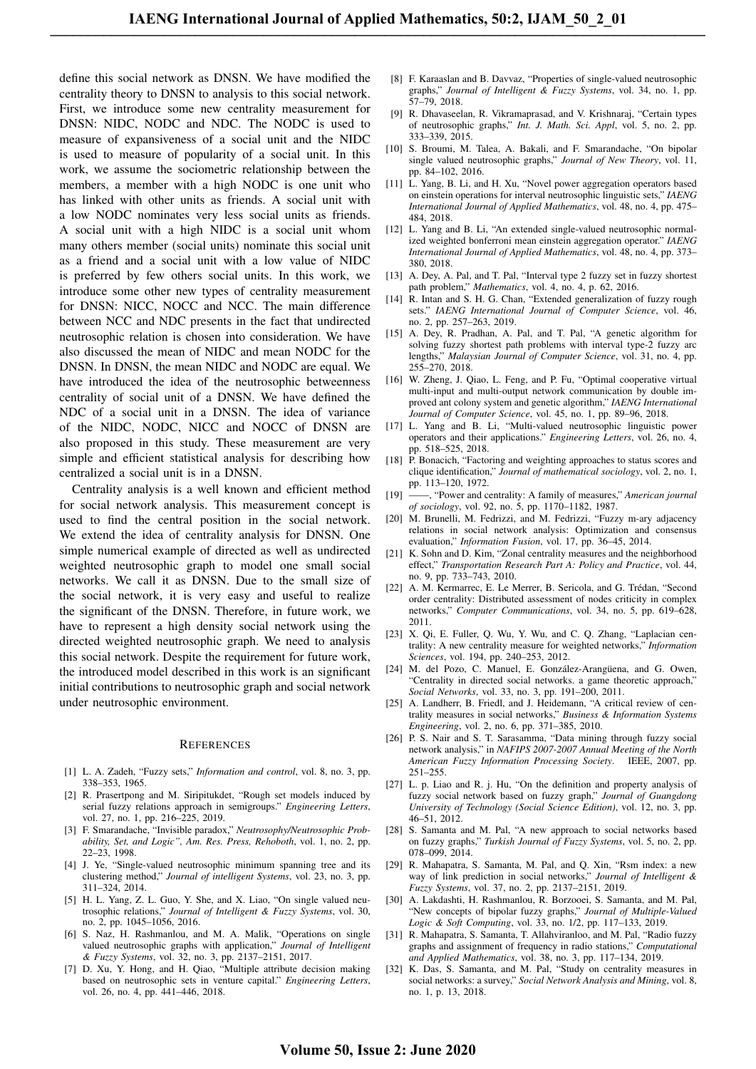define this social network as DNSN. We have modified the centrality theory to DNSN to analysis to this social network. First, we introduce some new centrality measurement for DNSN: NIDC, NODC and NDC. The NODC is used to measure of expansiveness of a social unit and the NIDC is used to measure of popularity of a social unit. In this work, we assume the sociometric relationship between the members, a member with a high NODC is one unit who has linked with other units as friends. A social unit with a low NODC nominates very less social units as friends. A social unit with a high NIDC is a social unit whom many others member (social units) nominate this social unit as a friend and a social unit with a low value of NIDC is preferred by few others social units. In this work, we introduce some other new types of centrality measurement for DNSN: NICC, NOCC and NCC. The main difference between NCC and NDC presents in the fact that undirected neutrosophic relation is chosen into consideration. We have also discussed the mean of NIDC and mean NODC for the DNSN. In DNSN, the mean NIDC and NODC are equal. We have introduced the idea of the neutrosophic betweenness centrality of social unit of a DNSN. We have defined the NDC of a social unit in a DNSN. The idea of variance of the NIDC, NODC, NICC and NOCC of DNSN are also proposed in this study. These measurement are very simple and efficient statistical analysis for describing how centralized a social unit is in a DNSN.

Centrality analysis is a well known and efficient method for social network analysis. This measurement concept is used to find the central position in the social network. We extend the idea of centrality analysis for DNSN. One simple numerical example of directed as well as undirected weighted neutrosophic graph to model one small social networks. We call it as DNSN. Due to the small size of the social network, it is very easy and useful to realize the significant of the DNSN. Therefore, in future work, we have to represent a high density social network using the directed weighted neutrosophic graph. We need to analysis this social network. Despite the requirement for future work, the introduced model described in this work is an significant initial contributions to neutrosophic graph and social network under neutrosophic environment.

## References

[1] L. A. Zadeh, "Fuzzy sets," *Information and control*, vol. 8, no. 3, pp. 338–353, 1965.

[2] R. Prasertpong and M. Siripitukdet, "Rough set models induced by serial fuzzy relations approach in semigroups." *Engineering Letters*, vol. 27, no. 1, pp. 216–225, 2019.

[3] F. Smarandache, "Invisible paradox," *Neutrosophy/Neutrosophic Probability, Set, and Logic", Am. Res. Press, Rehoboth*, vol. 1, no. 2, pp. 22–23, 1998.

[4] J. Ye, "Single-valued neutrosophic minimum spanning tree and its clustering method," *Journal of intelligent Systems*, vol. 23, no. 3, pp. 311–324, 2014.

[5] H. L. Yang, Z. L. Guo, Y. She, and X. Liao, "On single valued neutrosophic relations," *Journal of Intelligent & Fuzzy Systems*, vol. 30, no. 2, pp. 1045–1056, 2016.

[6] S. Naz, H. Rashmanlou, and M. A. Malik, "Operations on single valued neutrosophic graphs with application," *Journal of Intelligent & Fuzzy Systems*, vol. 32, no. 3, pp. 2137–2151, 2017.

[7] D. Xu, Y. Hong, and H. Qiao, "Multiple attribute decision making based on neutrosophic sets in venture capital." *Engineering Letters*, vol. 26, no. 4, pp. 441–446, 2018.

[8] F. Karaaslan and B. Davvaz, "Properties of single-valued neutrosophic graphs," *Journal of Intelligent & Fuzzy Systems*, vol. 34, no. 1, pp. 57–79, 2018.

[9] R. Dhavaseelan, R. Vikramaprasad, and V. Krishnaraj, "Certain types of neutrosophic graphs," *Int. J. Math. Sci. Appl*, vol. 5, no. 2, pp. 333–339, 2015.

[10] S. Broumi, M. Talea, A. Bakali, and F. Smarandache, "On bipolar single valued neutrosophic graphs," *Journal of New Theory*, vol. 11, pp. 84–102, 2016.

[11] L. Yang, B. Li, and H. Xu, "Novel power aggregation operators based on einstein operations for interval neutrosophic linguistic sets," *IAENG International Journal of Applied Mathematics*, vol. 48, no. 4, pp. 475–484, 2018.

[12] L. Yang and B. Li, "An extended single-valued neutrosophic normalized weighted bonferroni mean einstein aggregation operator." *IAENG International Journal of Applied Mathematics*, vol. 48, no. 4, pp. 373–380, 2018.

[13] A. Dey, A. Pal, and T. Pal, "Interval type 2 fuzzy set in fuzzy shortest path problem," *Mathematics*, vol. 4, no. 4, p. 62, 2016.

[14] R. Intan and S. H. G. Chan, "Extended generalization of fuzzy rough sets." *IAENG International Journal of Computer Science*, vol. 46, no. 2, pp. 257–263, 2019.

[15] A. Dey, R. Pradhan, A. Pal, and T. Pal, "A genetic algorithm for solving fuzzy shortest path problems with interval type-2 fuzzy arc lengths," *Malaysian Journal of Computer Science*, vol. 31, no. 4, pp. 255–270, 2018.

[16] W. Zheng, J. Qiao, L. Feng, and P. Fu, "Optimal cooperative virtual multi-input and multi-output network communication by double improved ant colony system and genetic algorithm," *IAENG International Journal of Computer Science*, vol. 45, no. 1, pp. 89–96, 2018.

[17] L. Yang and B. Li, "Multi-valued neutrosophic linguistic power operators and their applications." *Engineering Letters*, vol. 26, no. 4, pp. 518–525, 2018.

[18] P. Bonacich, "Factoring and weighting approaches to status scores and clique identification," *Journal of mathematical sociology*, vol. 2, no. 1, pp. 113–120, 1972.

[19] ——, "Power and centrality: A family of measures," *American journal of sociology*, vol. 92, no. 5, pp. 1170–1182, 1987.

[20] M. Brunelli, M. Fedrizzi, and M. Fedrizzi, "Fuzzy m-ary adjacency relations in social network analysis: Optimization and consensus evaluation," *Information Fusion*, vol. 17, pp. 36–45, 2014.

[21] K. Sohn and D. Kim, "Zonal centrality measures and the neighborhood effect," *Transportation Research Part A: Policy and Practice*, vol. 44, no. 9, pp. 733–743, 2010.

[22] A. M. Kermarrec, E. Le Merrer, B. Sericola, and G. Trédan, "Second order centrality: Distributed assessment of nodes criticity in complex networks," *Computer Communications*, vol. 34, no. 5, pp. 619–628, 2011.

[23] X. Qi, E. Fuller, Q. Wu, Y. Wu, and C. Q. Zhang, "Laplacian centrality: A new centrality measure for weighted networks," *Information Sciences*, vol. 194, pp. 240–253, 2012.

[24] M. del Pozo, C. Manuel, E. González-Arangüena, and G. Owen, "Centrality in directed social networks. a game theoretic approach," *Social Networks*, vol. 33, no. 3, pp. 191–200, 2011.

[25] A. Landherr, B. Friedl, and J. Heidemann, "A critical review of centrality measures in social networks," *Business & Information Systems Engineering*, vol. 2, no. 6, pp. 371–385, 2010.

[26] P. S. Nair and S. T. Sarasamma, "Data mining through fuzzy social network analysis," in *NAFIPS 2007-2007 Annual Meeting of the North American Fuzzy Information Processing Society*. IEEE, 2007, pp. 251–255.

[27] L. p. Liao and R. j. Hu, "On the definition and property analysis of fuzzy social network based on fuzzy graph," *Journal of Guangdong University of Technology (Social Science Edition)*, vol. 12, no. 3, pp. 46–51, 2012.

[28] S. Samanta and M. Pal, "A new approach to social networks based on fuzzy graphs," *Turkish Journal of Fuzzy Systems*, vol. 5, no. 2, pp. 078–099, 2014.

[29] R. Mahapatra, S. Samanta, M. Pal, and Q. Xin, "Rsm index: a new way of link prediction in social networks," *Journal of Intelligent & Fuzzy Systems*, vol. 37, no. 2, pp. 2137–2151, 2019.

[30] A. Lakdashti, H. Rashmanlou, R. Borzooei, S. Samanta, and M. Pal, "New concepts of bipolar fuzzy graphs," *Journal of Multiple-Valued Logic & Soft Computing*, vol. 33, no. 1/2, pp. 117–133, 2019.

[31] R. Mahapatra, S. Samanta, T. Allahviranloo, and M. Pal, "Radio fuzzy graphs and assignment of frequency in radio stations," *Computational and Applied Mathematics*, vol. 38, no. 3, pp. 117–134, 2019.

[32] K. Das, S. Samanta, and M. Pal, "Study on centrality measures in social networks: a survey," *Social Network Analysis and Mining*, vol. 8, no. 1, p. 13, 2018.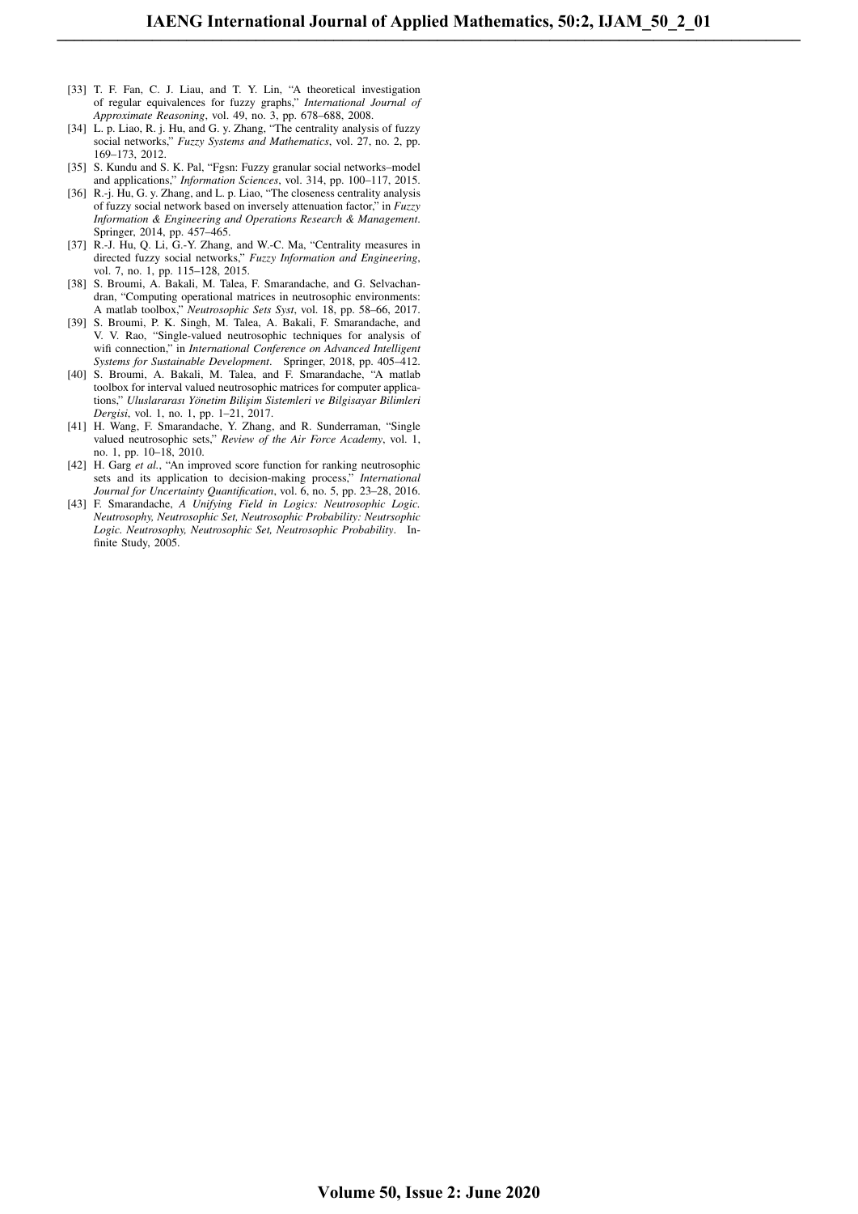[33] T. F. Fan, C. J. Liau, and T. Y. Lin, "A theoretical investigation of regular equivalences for fuzzy graphs," *International Journal of Approximate Reasoning*, vol. 49, no. 3, pp. 678–688, 2008.

[34] L. p. Liao, R. j. Hu, and G. y. Zhang, "The centrality analysis of fuzzy social networks," *Fuzzy Systems and Mathematics*, vol. 27, no. 2, pp. 169–173, 2012.

[35] S. Kundu and S. K. Pal, "Fgsn: Fuzzy granular social networks–model and applications," *Information Sciences*, vol. 314, pp. 100–117, 2015.

[36] R.-j. Hu, G. y. Zhang, and L. p. Liao, "The closeness centrality analysis of fuzzy social network based on inversely attenuation factor," in *Fuzzy Information & Engineering and Operations Research & Management*. Springer, 2014, pp. 457–465.

[37] R.-J. Hu, Q. Li, G.-Y. Zhang, and W.-C. Ma, "Centrality measures in directed fuzzy social networks," *Fuzzy Information and Engineering*, vol. 7, no. 1, pp. 115–128, 2015.

[38] S. Broumi, A. Bakali, M. Talea, F. Smarandache, and G. Selvachandran, "Computing operational matrices in neutrosophic environments: A matlab toolbox," *Neutrosophic Sets Syst*, vol. 18, pp. 58–66, 2017.

[39] S. Broumi, P. K. Singh, M. Talea, A. Bakali, F. Smarandache, and V. V. Rao, "Single-valued neutrosophic techniques for analysis of wifi connection," in *International Conference on Advanced Intelligent Systems for Sustainable Development*. Springer, 2018, pp. 405–412.

[40] S. Broumi, A. Bakali, M. Talea, and F. Smarandache, "A matlab toolbox for interval valued neutrosophic matrices for computer applications," *Uluslararası Yönetim Bilişim Sistemleri ve Bilgisayar Bilimleri Dergisi*, vol. 1, no. 1, pp. 1–21, 2017.

[41] H. Wang, F. Smarandache, Y. Zhang, and R. Sunderraman, "Single valued neutrosophic sets," *Review of the Air Force Academy*, vol. 1, no. 1, pp. 10–18, 2010.

[42] H. Garg *et al.*, "An improved score function for ranking neutrosophic sets and its application to decision-making process," *International Journal for Uncertainty Quantification*, vol. 6, no. 5, pp. 23–28, 2016.

[43] F. Smarandache, *A Unifying Field in Logics: Neutrosophic Logic. Neutrosophy, Neutrosophic Set, Neutrosophic Probability: Neutrsophic Logic. Neutrosophy, Neutrosophic Set, Neutrosophic Probability*. Infinite Study, 2005.